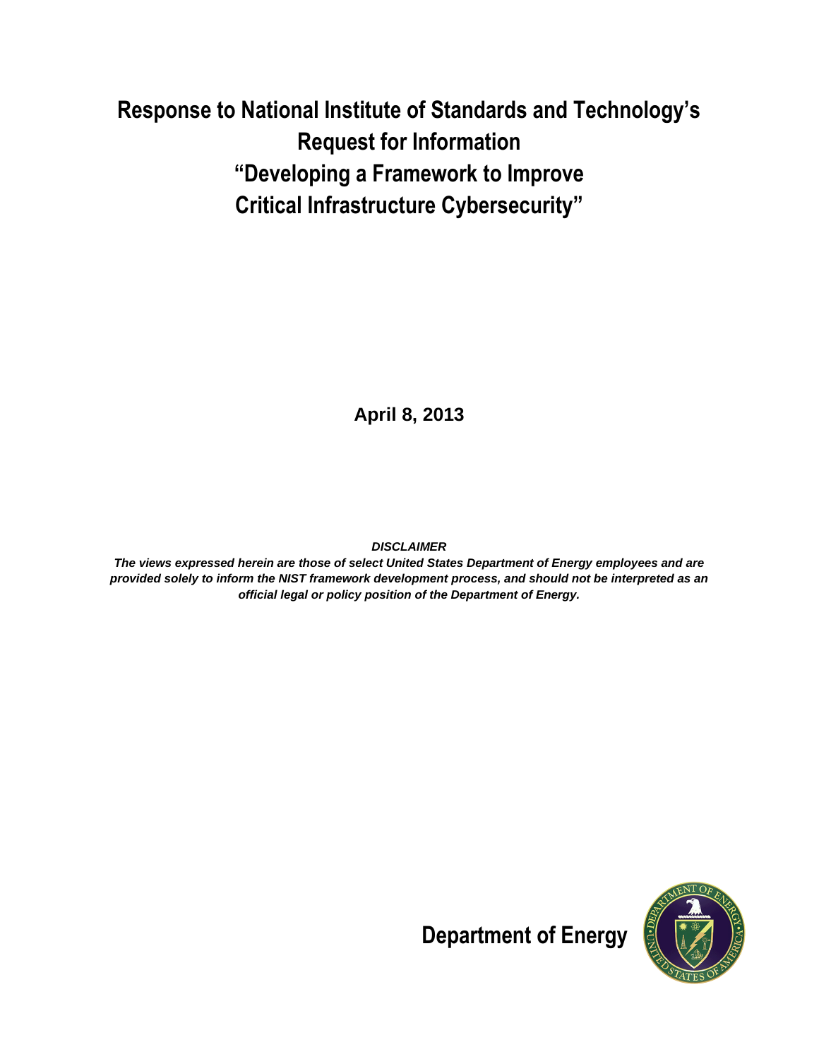# Response to National Institute of Standards and Technology's Request for Information "Developing a Framework to Improve Critical Infrastructure Cybersecurity"

**April 8, 2013**

***DISCLAIMER***

***The views expressed herein are those of select United States Department of Energy employees and are provided solely to inform the NIST framework development process, and should not be interpreted as an official legal or policy position of the Department of Energy.***

**Department of Energy**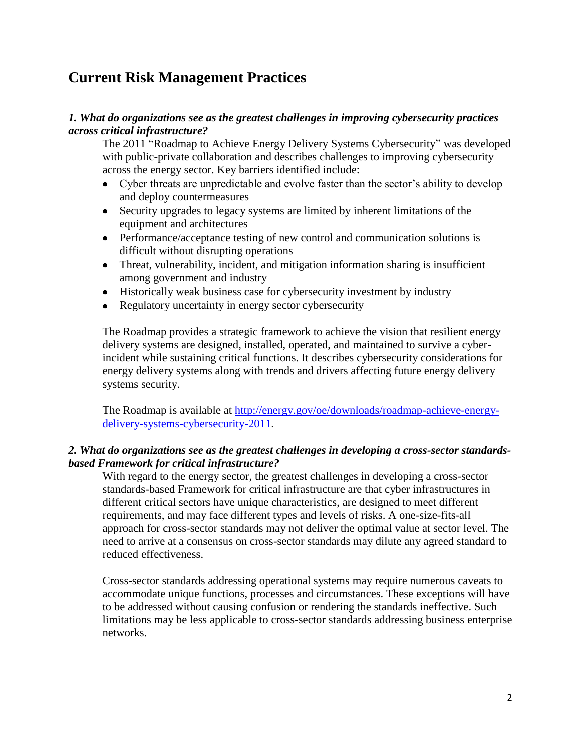# Current Risk Management Practices

***1. What do organizations see as the greatest challenges in improving cybersecurity practices across critical infrastructure?***

The 2011 "Roadmap to Achieve Energy Delivery Systems Cybersecurity" was developed with public-private collaboration and describes challenges to improving cybersecurity across the energy sector. Key barriers identified include:

- Cyber threats are unpredictable and evolve faster than the sector's ability to develop and deploy countermeasures
- Security upgrades to legacy systems are limited by inherent limitations of the equipment and architectures
- Performance/acceptance testing of new control and communication solutions is difficult without disrupting operations
- Threat, vulnerability, incident, and mitigation information sharing is insufficient among government and industry
- Historically weak business case for cybersecurity investment by industry
- Regulatory uncertainty in energy sector cybersecurity

The Roadmap provides a strategic framework to achieve the vision that resilient energy delivery systems are designed, installed, operated, and maintained to survive a cyber-incident while sustaining critical functions. It describes cybersecurity considerations for energy delivery systems along with trends and drivers affecting future energy delivery systems security.

The Roadmap is available at [http://energy.gov/oe/downloads/roadmap-achieve-energy-delivery-systems-cybersecurity-2011](http://energy.gov/oe/downloads/roadmap-achieve-energy-delivery-systems-cybersecurity-2011).

***2. What do organizations see as the greatest challenges in developing a cross-sector standards-based Framework for critical infrastructure?***

With regard to the energy sector, the greatest challenges in developing a cross-sector standards-based Framework for critical infrastructure are that cyber infrastructures in different critical sectors have unique characteristics, are designed to meet different requirements, and may face different types and levels of risks. A one-size-fits-all approach for cross-sector standards may not deliver the optimal value at sector level. The need to arrive at a consensus on cross-sector standards may dilute any agreed standard to reduced effectiveness.

Cross-sector standards addressing operational systems may require numerous caveats to accommodate unique functions, processes and circumstances. These exceptions will have to be addressed without causing confusion or rendering the standards ineffective. Such limitations may be less applicable to cross-sector standards addressing business enterprise networks.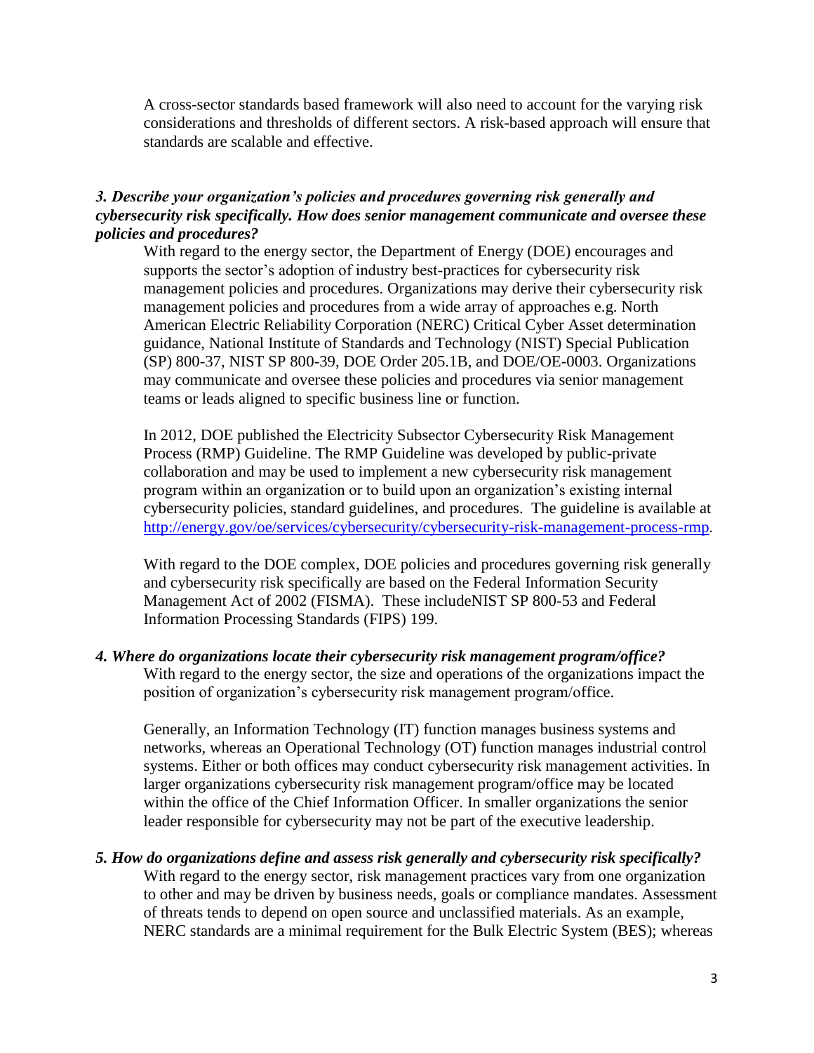A cross-sector standards based framework will also need to account for the varying risk considerations and thresholds of different sectors. A risk-based approach will ensure that standards are scalable and effective.

***3. Describe your organization's policies and procedures governing risk generally and cybersecurity risk specifically. How does senior management communicate and oversee these policies and procedures?***

With regard to the energy sector, the Department of Energy (DOE) encourages and supports the sector's adoption of industry best-practices for cybersecurity risk management policies and procedures. Organizations may derive their cybersecurity risk management policies and procedures from a wide array of approaches e.g. North American Electric Reliability Corporation (NERC) Critical Cyber Asset determination guidance, National Institute of Standards and Technology (NIST) Special Publication (SP) 800-37, NIST SP 800-39, DOE Order 205.1B, and DOE/OE-0003. Organizations may communicate and oversee these policies and procedures via senior management teams or leads aligned to specific business line or function.

In 2012, DOE published the Electricity Subsector Cybersecurity Risk Management Process (RMP) Guideline. The RMP Guideline was developed by public-private collaboration and may be used to implement a new cybersecurity risk management program within an organization or to build upon an organization's existing internal cybersecurity policies, standard guidelines, and procedures. The guideline is available at [http://energy.gov/oe/services/cybersecurity/cybersecurity-risk-management-process-rmp](http://energy.gov/oe/services/cybersecurity/cybersecurity-risk-management-process-rmp).

With regard to the DOE complex, DOE policies and procedures governing risk generally and cybersecurity risk specifically are based on the Federal Information Security Management Act of 2002 (FISMA). These includeNIST SP 800-53 and Federal Information Processing Standards (FIPS) 199.

***4. Where do organizations locate their cybersecurity risk management program/office?***

With regard to the energy sector, the size and operations of the organizations impact the position of organization's cybersecurity risk management program/office.

Generally, an Information Technology (IT) function manages business systems and networks, whereas an Operational Technology (OT) function manages industrial control systems. Either or both offices may conduct cybersecurity risk management activities. In larger organizations cybersecurity risk management program/office may be located within the office of the Chief Information Officer. In smaller organizations the senior leader responsible for cybersecurity may not be part of the executive leadership.

***5. How do organizations define and assess risk generally and cybersecurity risk specifically?***

With regard to the energy sector, risk management practices vary from one organization to other and may be driven by business needs, goals or compliance mandates. Assessment of threats tends to depend on open source and unclassified materials. As an example, NERC standards are a minimal requirement for the Bulk Electric System (BES); whereas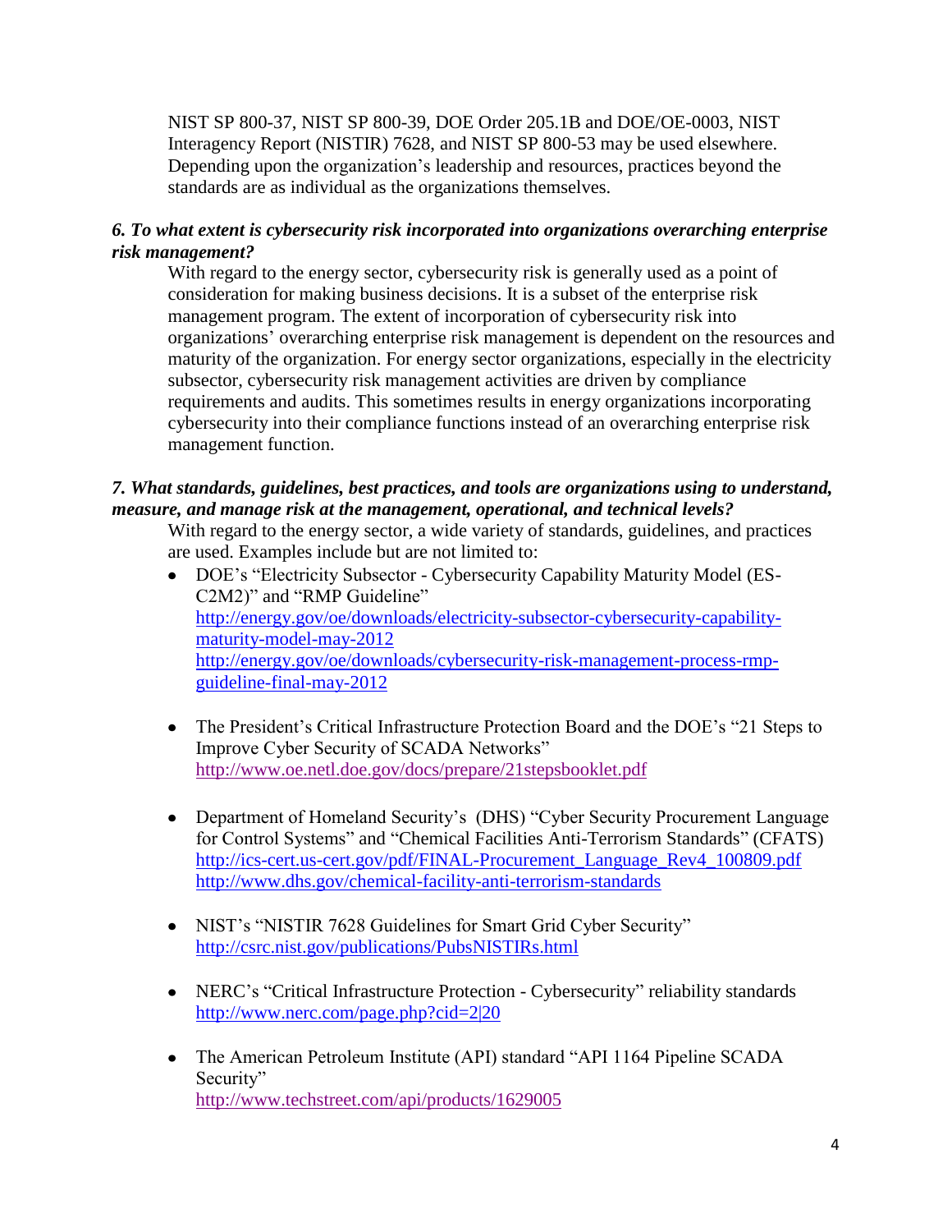NIST SP 800-37, NIST SP 800-39, DOE Order 205.1B and DOE/OE-0003, NIST Interagency Report (NISTIR) 7628, and NIST SP 800-53 may be used elsewhere. Depending upon the organization's leadership and resources, practices beyond the standards are as individual as the organizations themselves.

***6. To what extent is cybersecurity risk incorporated into organizations overarching enterprise risk management?***

With regard to the energy sector, cybersecurity risk is generally used as a point of consideration for making business decisions. It is a subset of the enterprise risk management program. The extent of incorporation of cybersecurity risk into organizations' overarching enterprise risk management is dependent on the resources and maturity of the organization. For energy sector organizations, especially in the electricity subsector, cybersecurity risk management activities are driven by compliance requirements and audits. This sometimes results in energy organizations incorporating cybersecurity into their compliance functions instead of an overarching enterprise risk management function.

***7. What standards, guidelines, best practices, and tools are organizations using to understand, measure, and manage risk at the management, operational, and technical levels?***

With regard to the energy sector, a wide variety of standards, guidelines, and practices are used. Examples include but are not limited to:

- DOE's "Electricity Subsector - Cybersecurity Capability Maturity Model (ES-C2M2)" and "RMP Guideline"
  http://energy.gov/oe/downloads/electricity-subsector-cybersecurity-capability-maturity-model-may-2012
  http://energy.gov/oe/downloads/cybersecurity-risk-management-process-rmp-guideline-final-may-2012

- The President's Critical Infrastructure Protection Board and the DOE's "21 Steps to Improve Cyber Security of SCADA Networks"
  http://www.oe.netl.doe.gov/docs/prepare/21stepsbooklet.pdf

- Department of Homeland Security's (DHS) "Cyber Security Procurement Language for Control Systems" and "Chemical Facilities Anti-Terrorism Standards" (CFATS)
  http://ics-cert.us-cert.gov/pdf/FINAL-Procurement_Language_Rev4_100809.pdf
  http://www.dhs.gov/chemical-facility-anti-terrorism-standards

- NIST's "NISTIR 7628 Guidelines for Smart Grid Cyber Security"
  http://csrc.nist.gov/publications/PubsNISTIRs.html

- NERC's "Critical Infrastructure Protection - Cybersecurity" reliability standards
  http://www.nerc.com/page.php?cid=2|20

- The American Petroleum Institute (API) standard "API 1164 Pipeline SCADA Security"
  http://www.techstreet.com/api/products/1629005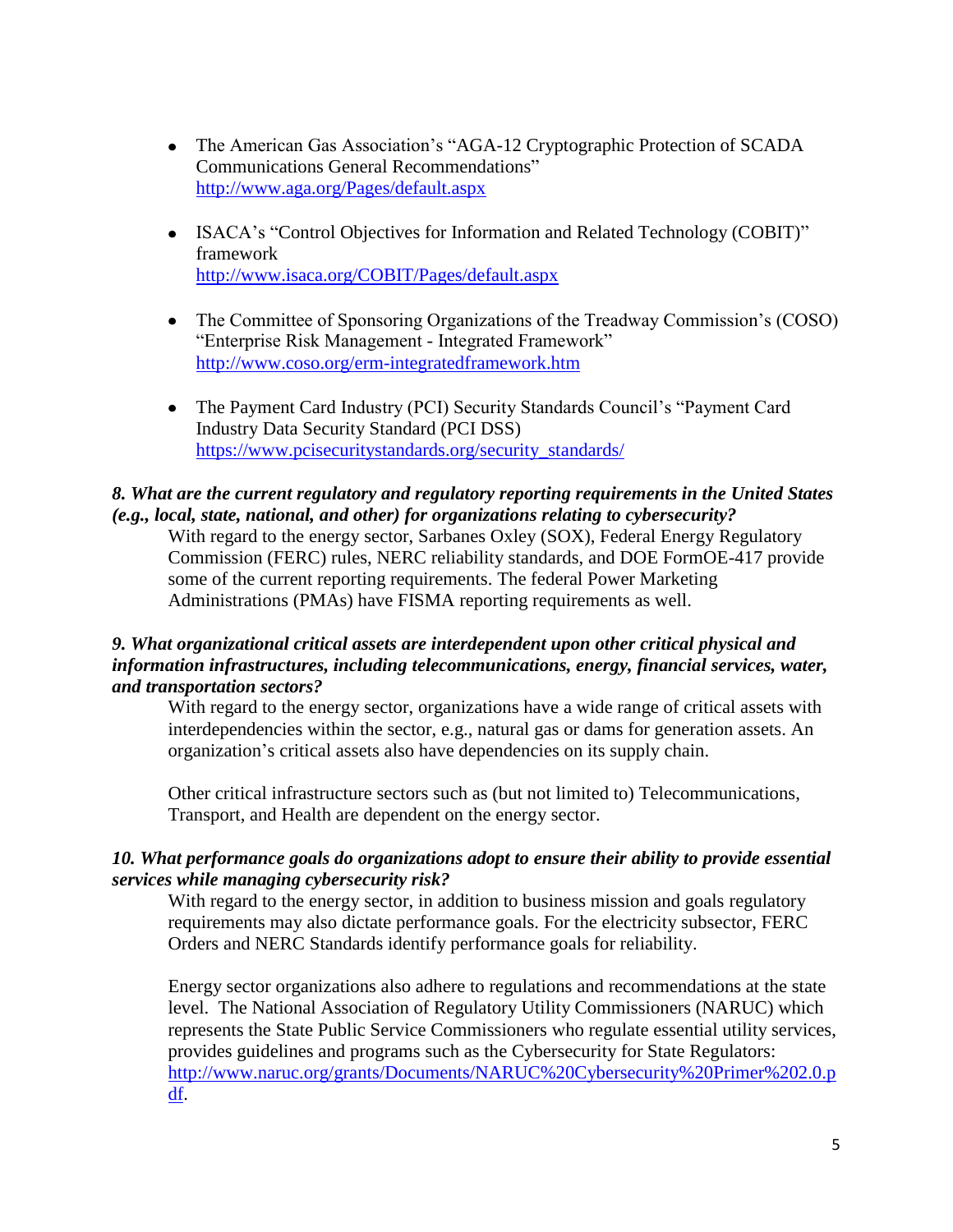- The American Gas Association's "AGA-12 Cryptographic Protection of SCADA Communications General Recommendations" http://www.aga.org/Pages/default.aspx

- ISACA's "Control Objectives for Information and Related Technology (COBIT)" framework http://www.isaca.org/COBIT/Pages/default.aspx

- The Committee of Sponsoring Organizations of the Treadway Commission's (COSO) "Enterprise Risk Management - Integrated Framework" http://www.coso.org/erm-integratedframework.htm

- The Payment Card Industry (PCI) Security Standards Council's "Payment Card Industry Data Security Standard (PCI DSS) https://www.pcisecuritystandards.org/security_standards/

***8. What are the current regulatory and regulatory reporting requirements in the United States (e.g., local, state, national, and other) for organizations relating to cybersecurity?***

With regard to the energy sector, Sarbanes Oxley (SOX), Federal Energy Regulatory Commission (FERC) rules, NERC reliability standards, and DOE FormOE-417 provide some of the current reporting requirements. The federal Power Marketing Administrations (PMAs) have FISMA reporting requirements as well.

***9. What organizational critical assets are interdependent upon other critical physical and information infrastructures, including telecommunications, energy, financial services, water, and transportation sectors?***

With regard to the energy sector, organizations have a wide range of critical assets with interdependencies within the sector, e.g., natural gas or dams for generation assets. An organization's critical assets also have dependencies on its supply chain.

Other critical infrastructure sectors such as (but not limited to) Telecommunications, Transport, and Health are dependent on the energy sector.

***10. What performance goals do organizations adopt to ensure their ability to provide essential services while managing cybersecurity risk?***

With regard to the energy sector, in addition to business mission and goals regulatory requirements may also dictate performance goals. For the electricity subsector, FERC Orders and NERC Standards identify performance goals for reliability.

Energy sector organizations also adhere to regulations and recommendations at the state level. The National Association of Regulatory Utility Commissioners (NARUC) which represents the State Public Service Commissioners who regulate essential utility services, provides guidelines and programs such as the Cybersecurity for State Regulators: http://www.naruc.org/grants/Documents/NARUC%20Cybersecurity%20Primer%202.0.pdf.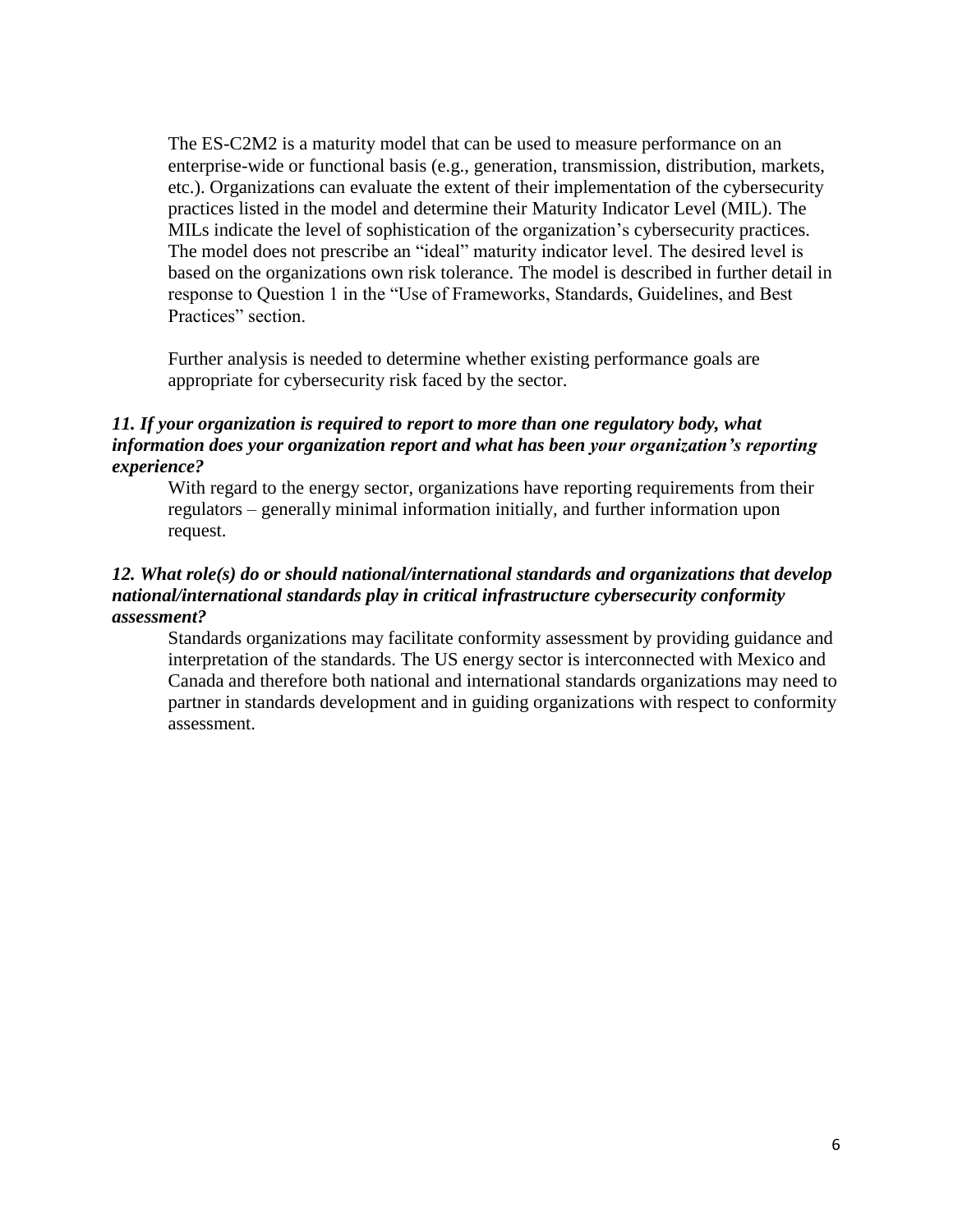The ES-C2M2 is a maturity model that can be used to measure performance on an enterprise-wide or functional basis (e.g., generation, transmission, distribution, markets, etc.). Organizations can evaluate the extent of their implementation of the cybersecurity practices listed in the model and determine their Maturity Indicator Level (MIL). The MILs indicate the level of sophistication of the organization's cybersecurity practices. The model does not prescribe an "ideal" maturity indicator level. The desired level is based on the organizations own risk tolerance. The model is described in further detail in response to Question 1 in the "Use of Frameworks, Standards, Guidelines, and Best Practices" section.

Further analysis is needed to determine whether existing performance goals are appropriate for cybersecurity risk faced by the sector.

***11. If your organization is required to report to more than one regulatory body, what information does your organization report and what has been your organization's reporting experience?***

With regard to the energy sector, organizations have reporting requirements from their regulators – generally minimal information initially, and further information upon request.

***12. What role(s) do or should national/international standards and organizations that develop national/international standards play in critical infrastructure cybersecurity conformity assessment?***

Standards organizations may facilitate conformity assessment by providing guidance and interpretation of the standards. The US energy sector is interconnected with Mexico and Canada and therefore both national and international standards organizations may need to partner in standards development and in guiding organizations with respect to conformity assessment.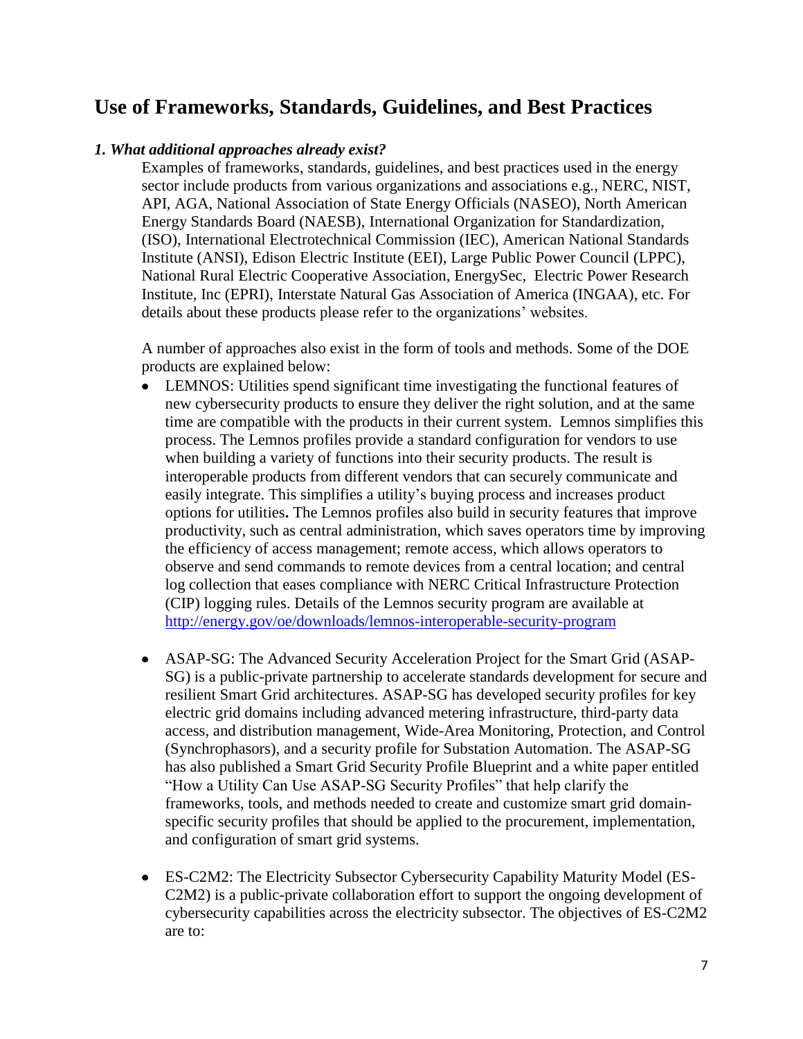## Use of Frameworks, Standards, Guidelines, and Best Practices

### *1. What additional approaches already exist?*

Examples of frameworks, standards, guidelines, and best practices used in the energy sector include products from various organizations and associations e.g., NERC, NIST, API, AGA, National Association of State Energy Officials (NASEO), North American Energy Standards Board (NAESB), International Organization for Standardization, (ISO), International Electrotechnical Commission (IEC), American National Standards Institute (ANSI), Edison Electric Institute (EEI), Large Public Power Council (LPPC), National Rural Electric Cooperative Association, EnergySec, Electric Power Research Institute, Inc (EPRI), Interstate Natural Gas Association of America (INGAA), etc. For details about these products please refer to the organizations' websites.

A number of approaches also exist in the form of tools and methods. Some of the DOE products are explained below:

- LEMNOS: Utilities spend significant time investigating the functional features of new cybersecurity products to ensure they deliver the right solution, and at the same time are compatible with the products in their current system. Lemnos simplifies this process. The Lemnos profiles provide a standard configuration for vendors to use when building a variety of functions into their security products. The result is interoperable products from different vendors that can securely communicate and easily integrate. This simplifies a utility's buying process and increases product options for utilities**.** The Lemnos profiles also build in security features that improve productivity, such as central administration, which saves operators time by improving the efficiency of access management; remote access, which allows operators to observe and send commands to remote devices from a central location; and central log collection that eases compliance with NERC Critical Infrastructure Protection (CIP) logging rules. Details of the Lemnos security program are available at http://energy.gov/oe/downloads/lemnos-interoperable-security-program

- ASAP-SG: The Advanced Security Acceleration Project for the Smart Grid (ASAP-SG) is a public-private partnership to accelerate standards development for secure and resilient Smart Grid architectures. ASAP-SG has developed security profiles for key electric grid domains including advanced metering infrastructure, third-party data access, and distribution management, Wide-Area Monitoring, Protection, and Control (Synchrophasors), and a security profile for Substation Automation. The ASAP-SG has also published a Smart Grid Security Profile Blueprint and a white paper entitled "How a Utility Can Use ASAP-SG Security Profiles" that help clarify the frameworks, tools, and methods needed to create and customize smart grid domain-specific security profiles that should be applied to the procurement, implementation, and configuration of smart grid systems.

- ES-C2M2: The Electricity Subsector Cybersecurity Capability Maturity Model (ES-C2M2) is a public-private collaboration effort to support the ongoing development of cybersecurity capabilities across the electricity subsector. The objectives of ES-C2M2 are to: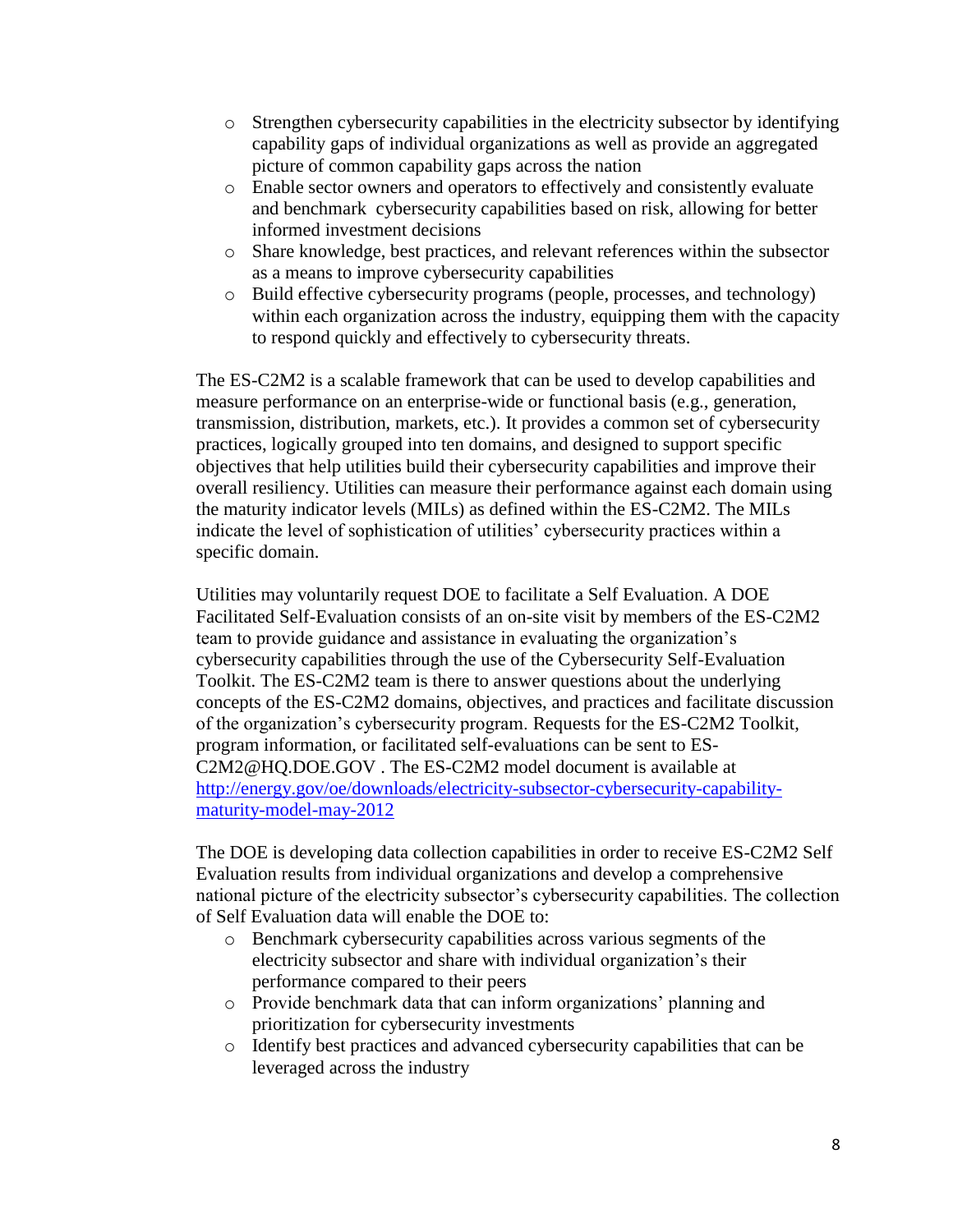- Strengthen cybersecurity capabilities in the electricity subsector by identifying capability gaps of individual organizations as well as provide an aggregated picture of common capability gaps across the nation
- Enable sector owners and operators to effectively and consistently evaluate and benchmark cybersecurity capabilities based on risk, allowing for better informed investment decisions
- Share knowledge, best practices, and relevant references within the subsector as a means to improve cybersecurity capabilities
- Build effective cybersecurity programs (people, processes, and technology) within each organization across the industry, equipping them with the capacity to respond quickly and effectively to cybersecurity threats.

The ES-C2M2 is a scalable framework that can be used to develop capabilities and measure performance on an enterprise-wide or functional basis (e.g., generation, transmission, distribution, markets, etc.). It provides a common set of cybersecurity practices, logically grouped into ten domains, and designed to support specific objectives that help utilities build their cybersecurity capabilities and improve their overall resiliency. Utilities can measure their performance against each domain using the maturity indicator levels (MILs) as defined within the ES-C2M2. The MILs indicate the level of sophistication of utilities' cybersecurity practices within a specific domain.

Utilities may voluntarily request DOE to facilitate a Self Evaluation. A DOE Facilitated Self-Evaluation consists of an on-site visit by members of the ES-C2M2 team to provide guidance and assistance in evaluating the organization's cybersecurity capabilities through the use of the Cybersecurity Self-Evaluation Toolkit. The ES-C2M2 team is there to answer questions about the underlying concepts of the ES-C2M2 domains, objectives, and practices and facilitate discussion of the organization's cybersecurity program. Requests for the ES-C2M2 Toolkit, program information, or facilitated self-evaluations can be sent to ES-C2M2@HQ.DOE.GOV . The ES-C2M2 model document is available at [http://energy.gov/oe/downloads/electricity-subsector-cybersecurity-capability-maturity-model-may-2012](http://energy.gov/oe/downloads/electricity-subsector-cybersecurity-capability-maturity-model-may-2012)

The DOE is developing data collection capabilities in order to receive ES-C2M2 Self Evaluation results from individual organizations and develop a comprehensive national picture of the electricity subsector's cybersecurity capabilities. The collection of Self Evaluation data will enable the DOE to:

- Benchmark cybersecurity capabilities across various segments of the electricity subsector and share with individual organization's their performance compared to their peers
- Provide benchmark data that can inform organizations' planning and prioritization for cybersecurity investments
- Identify best practices and advanced cybersecurity capabilities that can be leveraged across the industry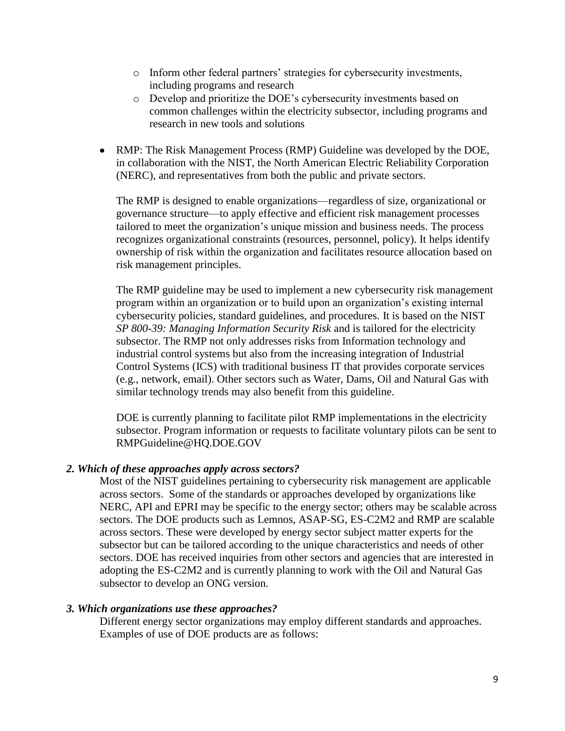- Inform other federal partners' strategies for cybersecurity investments, including programs and research
   - Develop and prioritize the DOE's cybersecurity investments based on common challenges within the electricity subsector, including programs and research in new tools and solutions

- RMP: The Risk Management Process (RMP) Guideline was developed by the DOE, in collaboration with the NIST, the North American Electric Reliability Corporation (NERC), and representatives from both the public and private sectors.

  The RMP is designed to enable organizations—regardless of size, organizational or governance structure—to apply effective and efficient risk management processes tailored to meet the organization's unique mission and business needs. The process recognizes organizational constraints (resources, personnel, policy). It helps identify ownership of risk within the organization and facilitates resource allocation based on risk management principles.

  The RMP guideline may be used to implement a new cybersecurity risk management program within an organization or to build upon an organization's existing internal cybersecurity policies, standard guidelines, and procedures. It is based on the NIST *SP 800-39: Managing Information Security Risk* and is tailored for the electricity subsector. The RMP not only addresses risks from Information technology and industrial control systems but also from the increasing integration of Industrial Control Systems (ICS) with traditional business IT that provides corporate services (e.g., network, email). Other sectors such as Water, Dams, Oil and Natural Gas with similar technology trends may also benefit from this guideline.

  DOE is currently planning to facilitate pilot RMP implementations in the electricity subsector. Program information or requests to facilitate voluntary pilots can be sent to RMPGuideline@HQ.DOE.GOV

***2. Which of these approaches apply across sectors?***

Most of the NIST guidelines pertaining to cybersecurity risk management are applicable across sectors. Some of the standards or approaches developed by organizations like NERC, API and EPRI may be specific to the energy sector; others may be scalable across sectors. The DOE products such as Lemnos, ASAP-SG, ES-C2M2 and RMP are scalable across sectors. These were developed by energy sector subject matter experts for the subsector but can be tailored according to the unique characteristics and needs of other sectors. DOE has received inquiries from other sectors and agencies that are interested in adopting the ES-C2M2 and is currently planning to work with the Oil and Natural Gas subsector to develop an ONG version.

***3. Which organizations use these approaches?***

Different energy sector organizations may employ different standards and approaches. Examples of use of DOE products are as follows: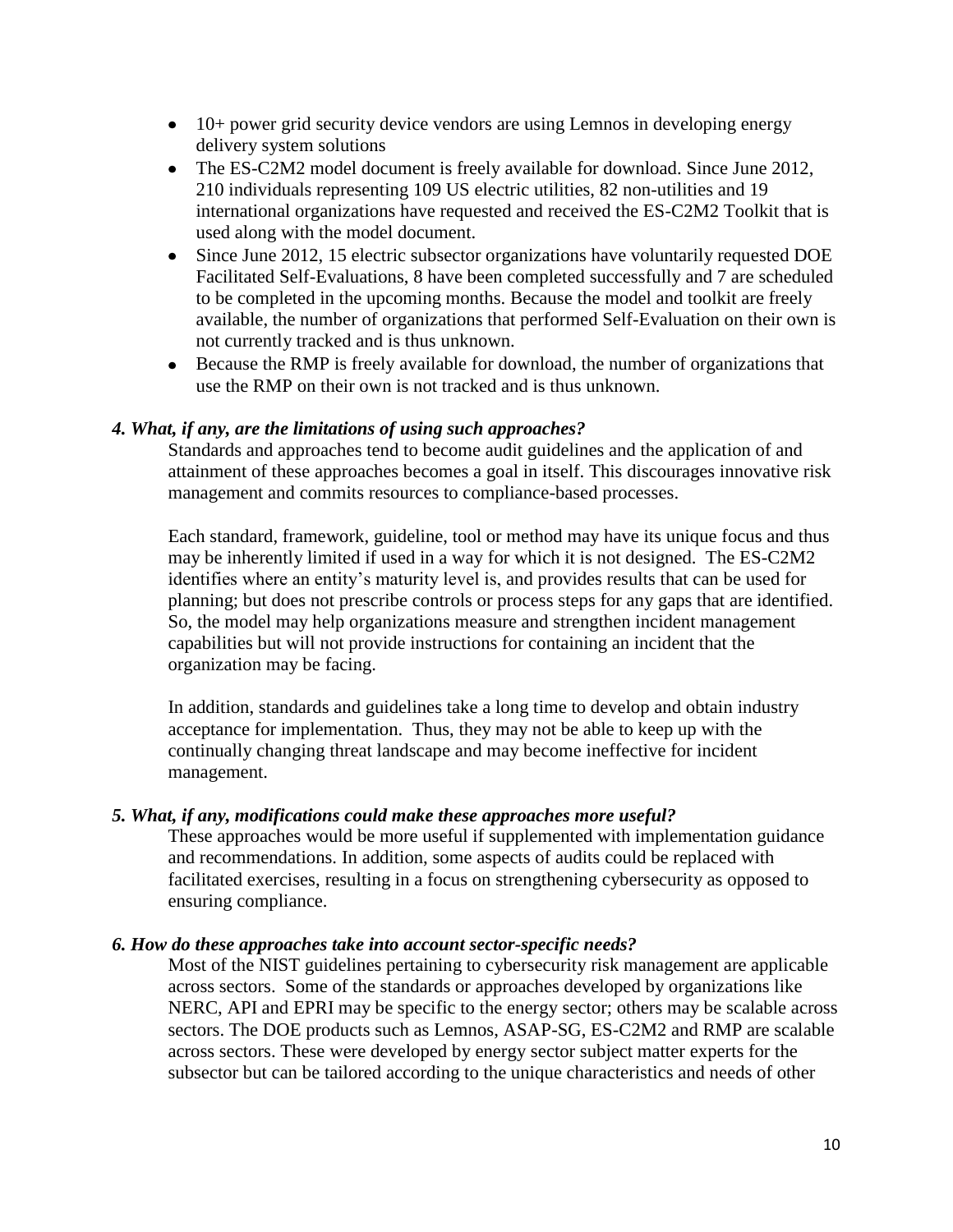- 10+ power grid security device vendors are using Lemnos in developing energy delivery system solutions
- The ES-C2M2 model document is freely available for download. Since June 2012, 210 individuals representing 109 US electric utilities, 82 non-utilities and 19 international organizations have requested and received the ES-C2M2 Toolkit that is used along with the model document.
- Since June 2012, 15 electric subsector organizations have voluntarily requested DOE Facilitated Self-Evaluations, 8 have been completed successfully and 7 are scheduled to be completed in the upcoming months. Because the model and toolkit are freely available, the number of organizations that performed Self-Evaluation on their own is not currently tracked and is thus unknown.
- Because the RMP is freely available for download, the number of organizations that use the RMP on their own is not tracked and is thus unknown.

***4. What, if any, are the limitations of using such approaches?***

Standards and approaches tend to become audit guidelines and the application of and attainment of these approaches becomes a goal in itself. This discourages innovative risk management and commits resources to compliance-based processes.

Each standard, framework, guideline, tool or method may have its unique focus and thus may be inherently limited if used in a way for which it is not designed. The ES-C2M2 identifies where an entity's maturity level is, and provides results that can be used for planning; but does not prescribe controls or process steps for any gaps that are identified. So, the model may help organizations measure and strengthen incident management capabilities but will not provide instructions for containing an incident that the organization may be facing.

In addition, standards and guidelines take a long time to develop and obtain industry acceptance for implementation. Thus, they may not be able to keep up with the continually changing threat landscape and may become ineffective for incident management.

***5. What, if any, modifications could make these approaches more useful?***

These approaches would be more useful if supplemented with implementation guidance and recommendations. In addition, some aspects of audits could be replaced with facilitated exercises, resulting in a focus on strengthening cybersecurity as opposed to ensuring compliance.

***6. How do these approaches take into account sector-specific needs?***

Most of the NIST guidelines pertaining to cybersecurity risk management are applicable across sectors. Some of the standards or approaches developed by organizations like NERC, API and EPRI may be specific to the energy sector; others may be scalable across sectors. The DOE products such as Lemnos, ASAP-SG, ES-C2M2 and RMP are scalable across sectors. These were developed by energy sector subject matter experts for the subsector but can be tailored according to the unique characteristics and needs of other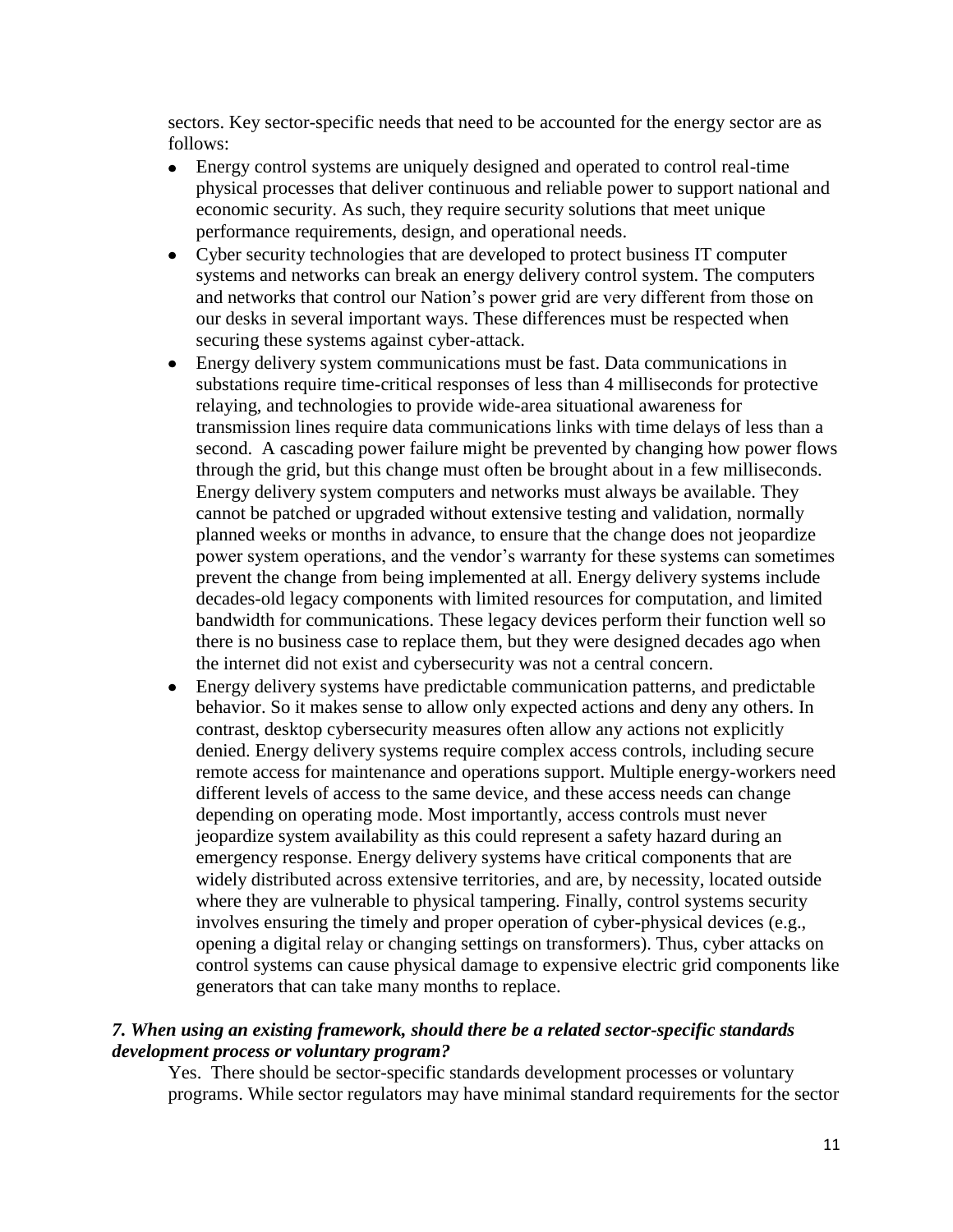sectors. Key sector-specific needs that need to be accounted for the energy sector are as follows:

- Energy control systems are uniquely designed and operated to control real-time physical processes that deliver continuous and reliable power to support national and economic security. As such, they require security solutions that meet unique performance requirements, design, and operational needs.
- Cyber security technologies that are developed to protect business IT computer systems and networks can break an energy delivery control system. The computers and networks that control our Nation's power grid are very different from those on our desks in several important ways. These differences must be respected when securing these systems against cyber-attack.
- Energy delivery system communications must be fast. Data communications in substations require time-critical responses of less than 4 milliseconds for protective relaying, and technologies to provide wide-area situational awareness for transmission lines require data communications links with time delays of less than a second. A cascading power failure might be prevented by changing how power flows through the grid, but this change must often be brought about in a few milliseconds. Energy delivery system computers and networks must always be available. They cannot be patched or upgraded without extensive testing and validation, normally planned weeks or months in advance, to ensure that the change does not jeopardize power system operations, and the vendor's warranty for these systems can sometimes prevent the change from being implemented at all. Energy delivery systems include decades-old legacy components with limited resources for computation, and limited bandwidth for communications. These legacy devices perform their function well so there is no business case to replace them, but they were designed decades ago when the internet did not exist and cybersecurity was not a central concern.
- Energy delivery systems have predictable communication patterns, and predictable behavior. So it makes sense to allow only expected actions and deny any others. In contrast, desktop cybersecurity measures often allow any actions not explicitly denied. Energy delivery systems require complex access controls, including secure remote access for maintenance and operations support. Multiple energy-workers need different levels of access to the same device, and these access needs can change depending on operating mode. Most importantly, access controls must never jeopardize system availability as this could represent a safety hazard during an emergency response. Energy delivery systems have critical components that are widely distributed across extensive territories, and are, by necessity, located outside where they are vulnerable to physical tampering. Finally, control systems security involves ensuring the timely and proper operation of cyber-physical devices (e.g., opening a digital relay or changing settings on transformers). Thus, cyber attacks on control systems can cause physical damage to expensive electric grid components like generators that can take many months to replace.

***7. When using an existing framework, should there be a related sector-specific standards development process or voluntary program?***

Yes. There should be sector-specific standards development processes or voluntary programs. While sector regulators may have minimal standard requirements for the sector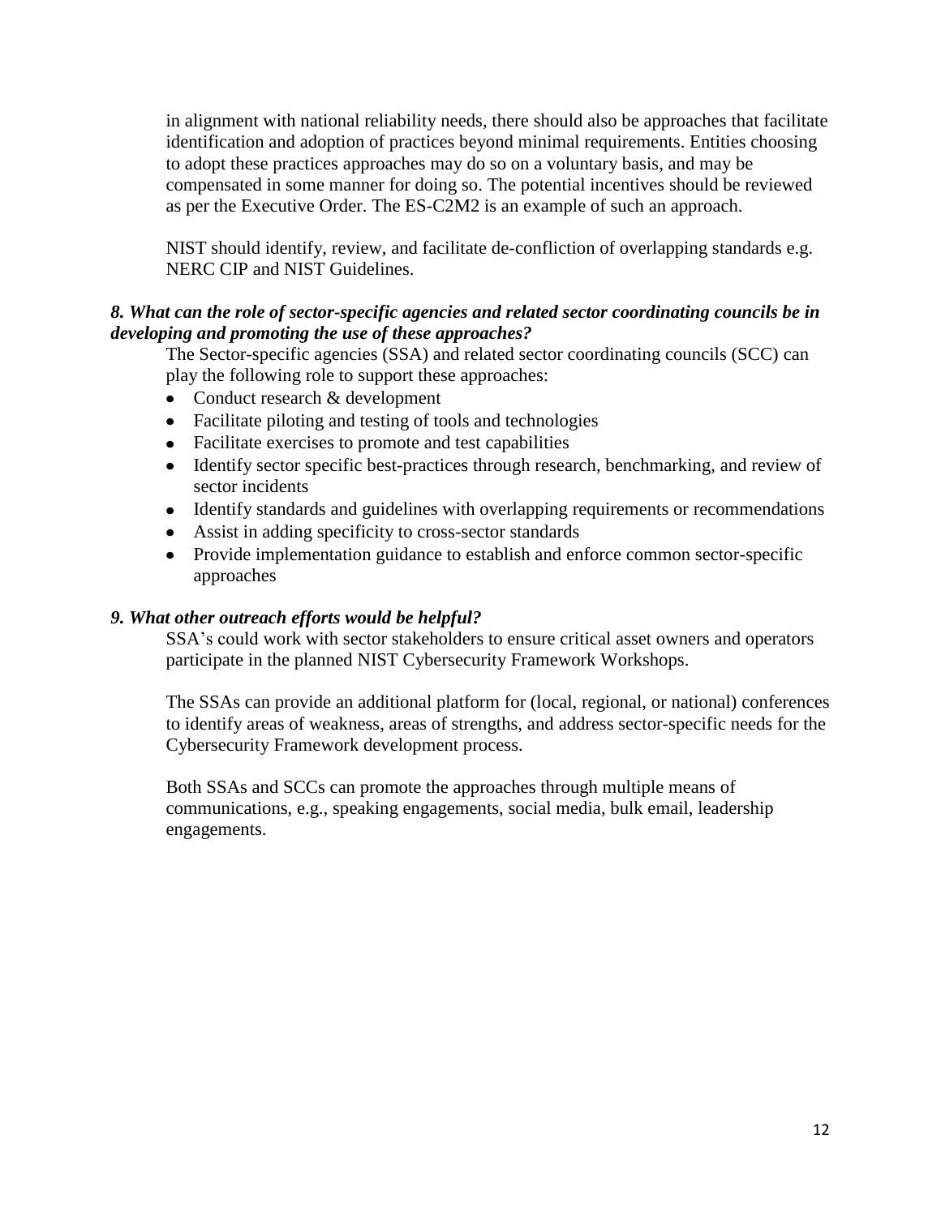in alignment with national reliability needs, there should also be approaches that facilitate identification and adoption of practices beyond minimal requirements. Entities choosing to adopt these practices approaches may do so on a voluntary basis, and may be compensated in some manner for doing so. The potential incentives should be reviewed as per the Executive Order. The ES-C2M2 is an example of such an approach.

NIST should identify, review, and facilitate de-confliction of overlapping standards e.g. NERC CIP and NIST Guidelines.

***8. What can the role of sector-specific agencies and related sector coordinating councils be in developing and promoting the use of these approaches?***

The Sector-specific agencies (SSA) and related sector coordinating councils (SCC) can play the following role to support these approaches:

- Conduct research & development
- Facilitate piloting and testing of tools and technologies
- Facilitate exercises to promote and test capabilities
- Identify sector specific best-practices through research, benchmarking, and review of sector incidents
- Identify standards and guidelines with overlapping requirements or recommendations
- Assist in adding specificity to cross-sector standards
- Provide implementation guidance to establish and enforce common sector-specific approaches

***9. What other outreach efforts would be helpful?***

SSA's could work with sector stakeholders to ensure critical asset owners and operators participate in the planned NIST Cybersecurity Framework Workshops.

The SSAs can provide an additional platform for (local, regional, or national) conferences to identify areas of weakness, areas of strengths, and address sector-specific needs for the Cybersecurity Framework development process.

Both SSAs and SCCs can promote the approaches through multiple means of communications, e.g., speaking engagements, social media, bulk email, leadership engagements.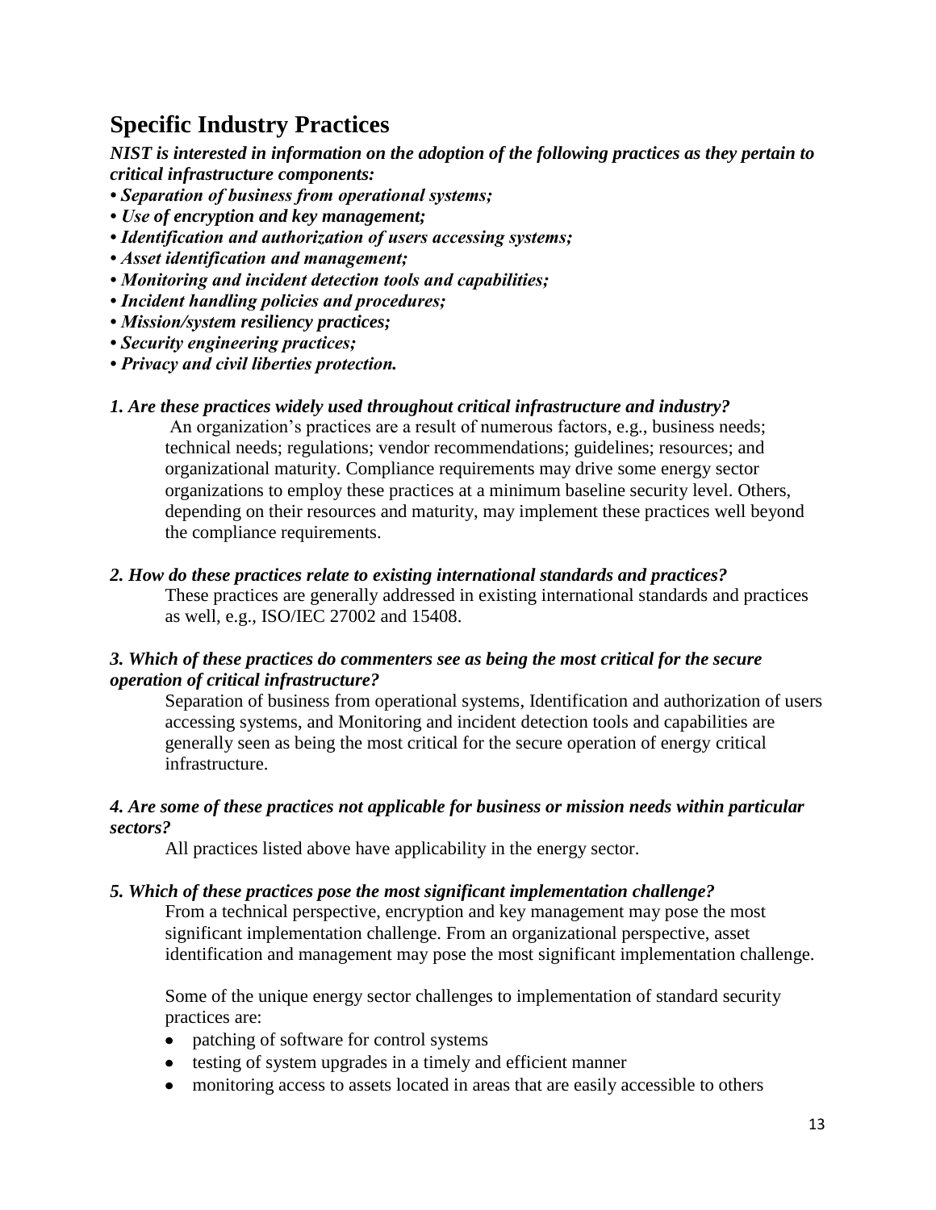## Specific Industry Practices

***NIST is interested in information on the adoption of the following practices as they pertain to critical infrastructure components:***

- ***Separation of business from operational systems;***
- ***Use of encryption and key management;***
- ***Identification and authorization of users accessing systems;***
- ***Asset identification and management;***
- ***Monitoring and incident detection tools and capabilities;***
- ***Incident handling policies and procedures;***
- ***Mission/system resiliency practices;***
- ***Security engineering practices;***
- ***Privacy and civil liberties protection.***

***1. Are these practices widely used throughout critical infrastructure and industry?***

An organization's practices are a result of numerous factors, e.g., business needs; technical needs; regulations; vendor recommendations; guidelines; resources; and organizational maturity. Compliance requirements may drive some energy sector organizations to employ these practices at a minimum baseline security level. Others, depending on their resources and maturity, may implement these practices well beyond the compliance requirements.

***2. How do these practices relate to existing international standards and practices?***

These practices are generally addressed in existing international standards and practices as well, e.g., ISO/IEC 27002 and 15408.

***3. Which of these practices do commenters see as being the most critical for the secure operation of critical infrastructure?***

Separation of business from operational systems, Identification and authorization of users accessing systems, and Monitoring and incident detection tools and capabilities are generally seen as being the most critical for the secure operation of energy critical infrastructure.

***4. Are some of these practices not applicable for business or mission needs within particular sectors?***

All practices listed above have applicability in the energy sector.

***5. Which of these practices pose the most significant implementation challenge?***

From a technical perspective, encryption and key management may pose the most significant implementation challenge. From an organizational perspective, asset identification and management may pose the most significant implementation challenge.

Some of the unique energy sector challenges to implementation of standard security practices are:

- patching of software for control systems
- testing of system upgrades in a timely and efficient manner
- monitoring access to assets located in areas that are easily accessible to others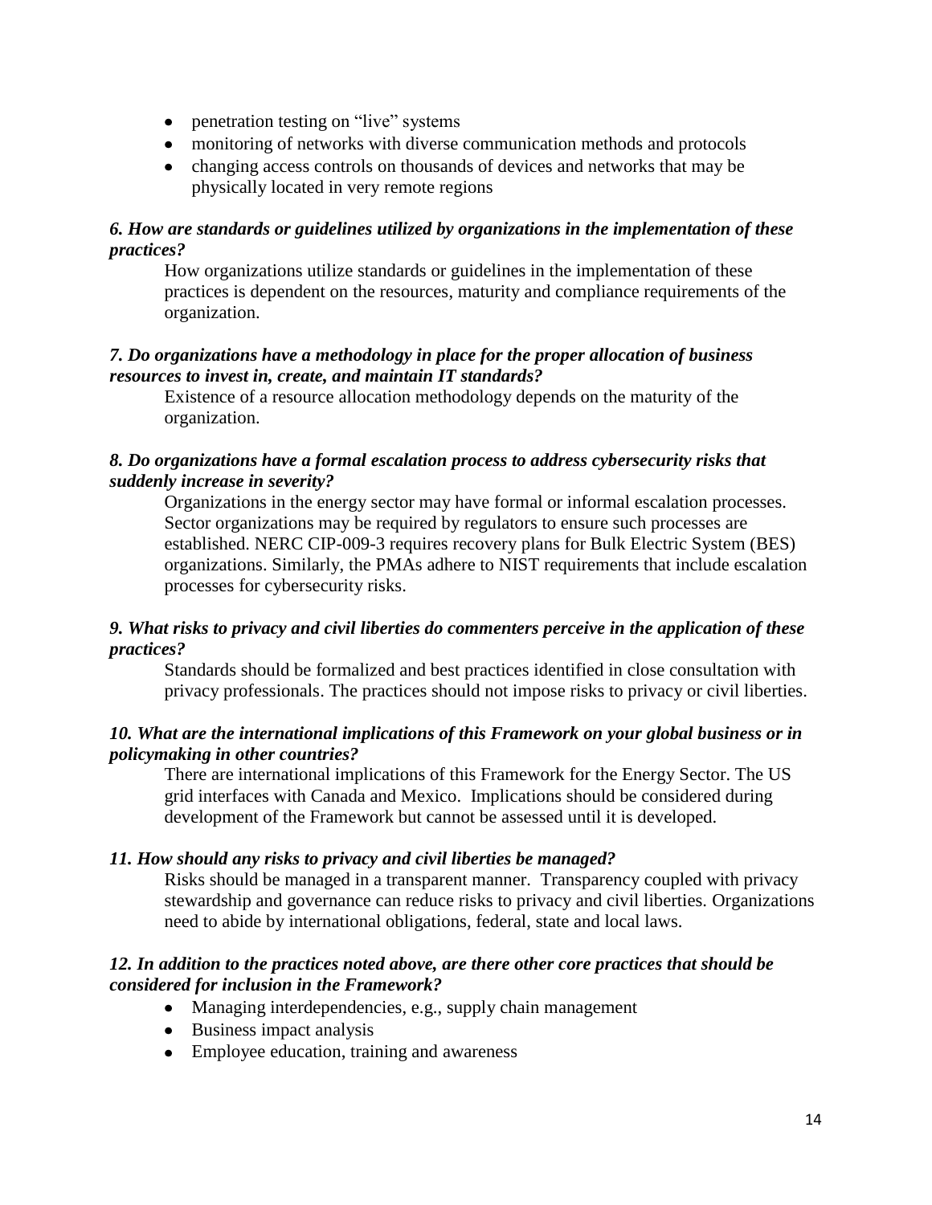- penetration testing on "live" systems
- monitoring of networks with diverse communication methods and protocols
- changing access controls on thousands of devices and networks that may be physically located in very remote regions

***6. How are standards or guidelines utilized by organizations in the implementation of these practices?***

How organizations utilize standards or guidelines in the implementation of these practices is dependent on the resources, maturity and compliance requirements of the organization.

***7. Do organizations have a methodology in place for the proper allocation of business resources to invest in, create, and maintain IT standards?***

Existence of a resource allocation methodology depends on the maturity of the organization.

***8. Do organizations have a formal escalation process to address cybersecurity risks that suddenly increase in severity?***

Organizations in the energy sector may have formal or informal escalation processes. Sector organizations may be required by regulators to ensure such processes are established. NERC CIP-009-3 requires recovery plans for Bulk Electric System (BES) organizations. Similarly, the PMAs adhere to NIST requirements that include escalation processes for cybersecurity risks.

***9. What risks to privacy and civil liberties do commenters perceive in the application of these practices?***

Standards should be formalized and best practices identified in close consultation with privacy professionals. The practices should not impose risks to privacy or civil liberties.

***10. What are the international implications of this Framework on your global business or in policymaking in other countries?***

There are international implications of this Framework for the Energy Sector. The US grid interfaces with Canada and Mexico. Implications should be considered during development of the Framework but cannot be assessed until it is developed.

***11. How should any risks to privacy and civil liberties be managed?***

Risks should be managed in a transparent manner. Transparency coupled with privacy stewardship and governance can reduce risks to privacy and civil liberties. Organizations need to abide by international obligations, federal, state and local laws.

***12. In addition to the practices noted above, are there other core practices that should be considered for inclusion in the Framework?***

- Managing interdependencies, e.g., supply chain management
- Business impact analysis
- Employee education, training and awareness